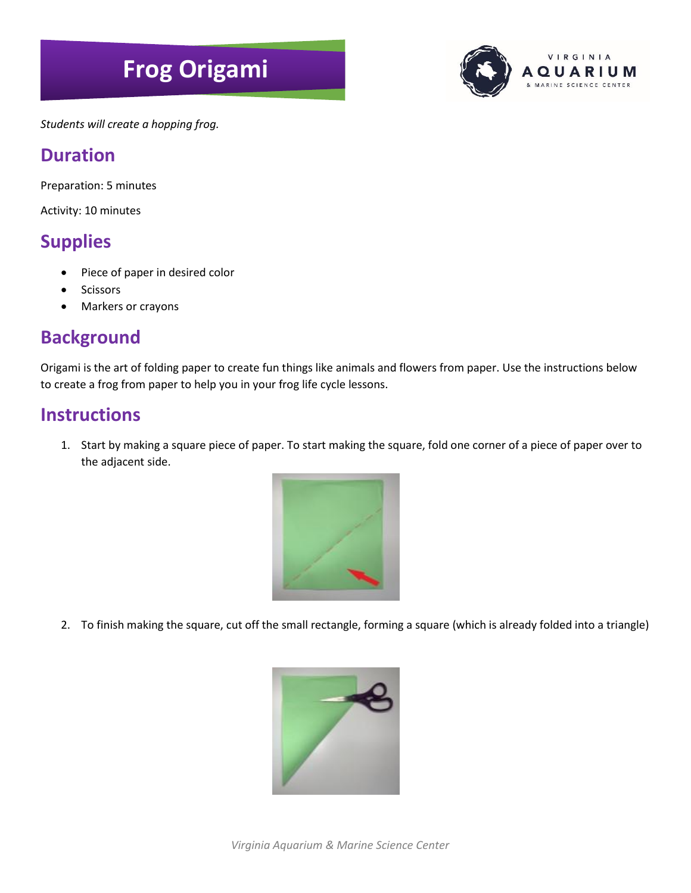# Frog Origami

*Students will create a hopping frog.*

## Duration

Preparation: 5 minutes

Activity: 10 minutes

## Supplies

- Piece of paper in desired color
- Scissors
- Markers or crayons

## Background

Origami is the art of folding paper to create fun things like animals and flowers from paper. Use the instructions below to create a frog from paper to help you in your frog life cycle lessons.

## Instructions

1. Start by making a square piece of paper. To start making the square, fold one corner of a piece of paper over to the adjacent side.

2. To finish making the square, cut off the small rectangle, forming a square (which is already folded into a triangle)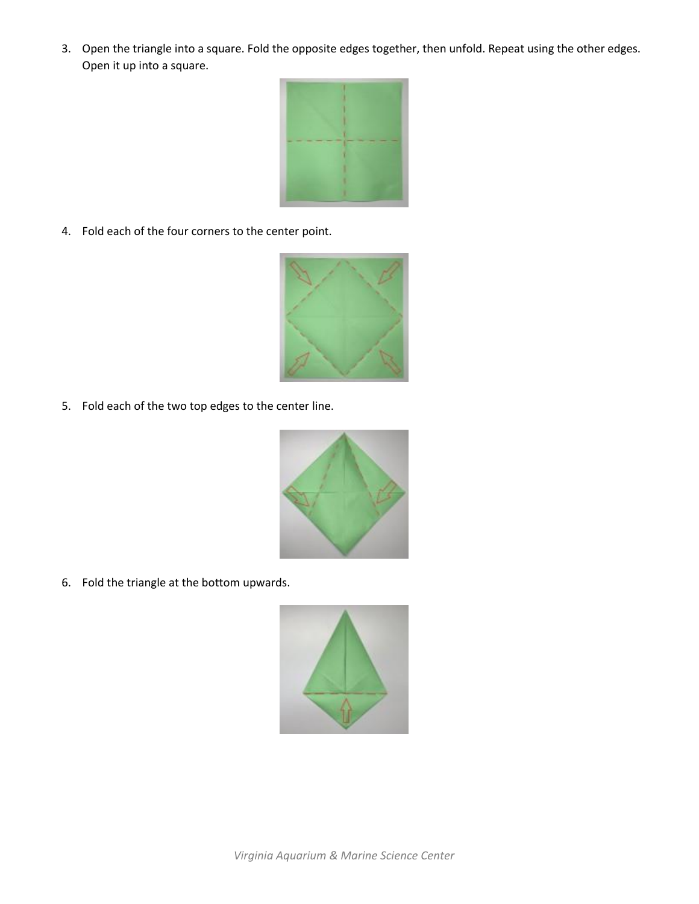3. Open the triangle into a square. Fold the opposite edges together, then unfold. Repeat using the other edges. Open it up into a square.

4. Fold each of the four corners to the center point.

5. Fold each of the two top edges to the center line.

6. Fold the triangle at the bottom upwards.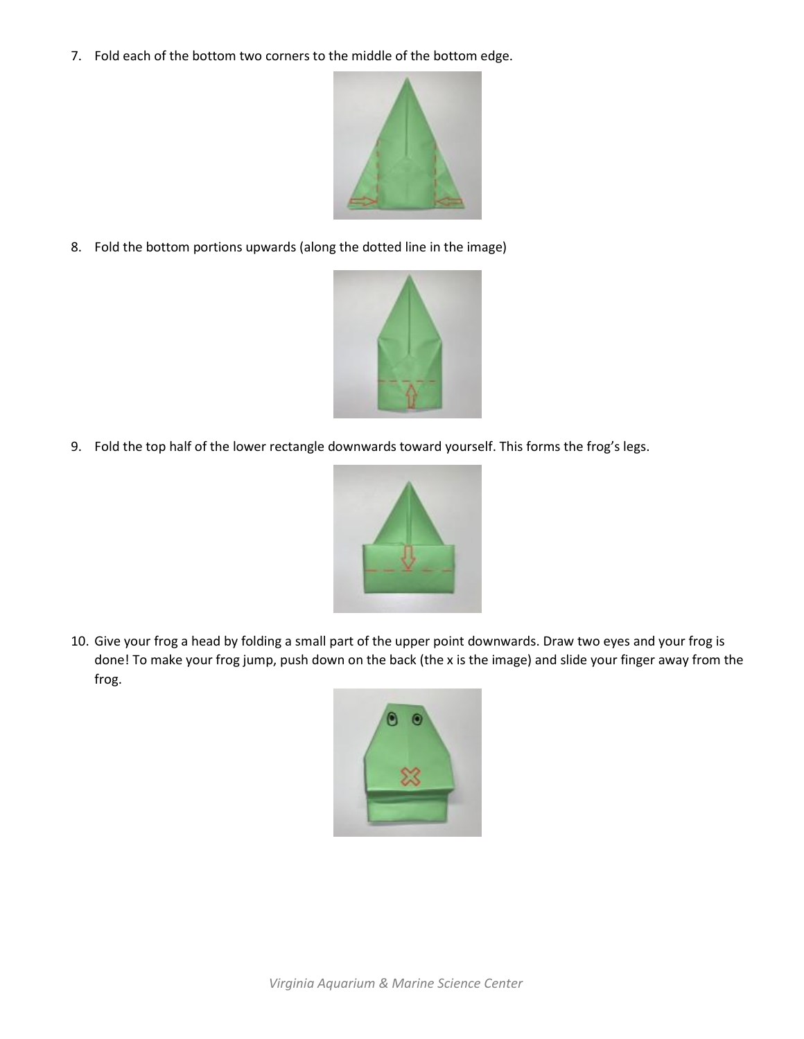7. Fold each of the bottom two corners to the middle of the bottom edge.

8. Fold the bottom portions upwards (along the dotted line in the image)

9. Fold the top half of the lower rectangle downwards toward yourself. This forms the frog's legs.

10. Give your frog a head by folding a small part of the upper point downwards. Draw two eyes and your frog is done! To make your frog jump, push down on the back (the x is the image) and slide your finger away from the frog.